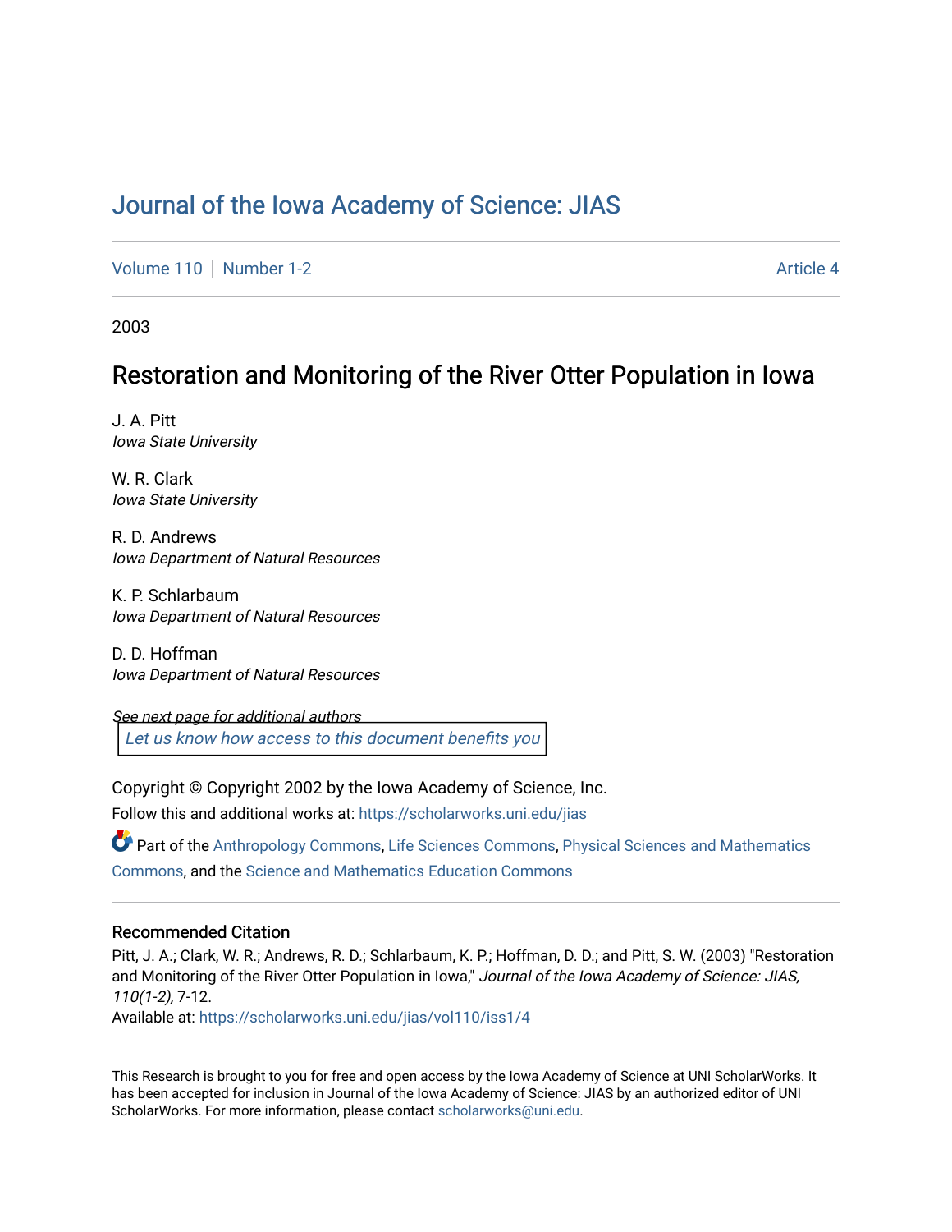# Journal of the Iowa Academy of Science: JIAS

Volume 110 | Number 1-2 Article 4

2003

## Restoration and Monitoring of the River Otter Population in Iowa

J. A. Pitt
*Iowa State University*

W. R. Clark
*Iowa State University*

R. D. Andrews
*Iowa Department of Natural Resources*

K. P. Schlarbaum
*Iowa Department of Natural Resources*

D. D. Hoffman
*Iowa Department of Natural Resources*

*See next page for additional authors*

Let us know how access to this document benefits you

Copyright © Copyright 2002 by the Iowa Academy of Science, Inc.

Follow this and additional works at: https://scholarworks.uni.edu/jias

Part of the Anthropology Commons, Life Sciences Commons, Physical Sciences and Mathematics Commons, and the Science and Mathematics Education Commons

### Recommended Citation

Pitt, J. A.; Clark, W. R.; Andrews, R. D.; Schlarbaum, K. P.; Hoffman, D. D.; and Pitt, S. W. (2003) "Restoration and Monitoring of the River Otter Population in Iowa," *Journal of the Iowa Academy of Science: JIAS, 110(1-2),* 7-12.

Available at: https://scholarworks.uni.edu/jias/vol110/iss1/4

This Research is brought to you for free and open access by the Iowa Academy of Science at UNI ScholarWorks. It has been accepted for inclusion in Journal of the Iowa Academy of Science: JIAS by an authorized editor of UNI ScholarWorks. For more information, please contact scholarworks@uni.edu.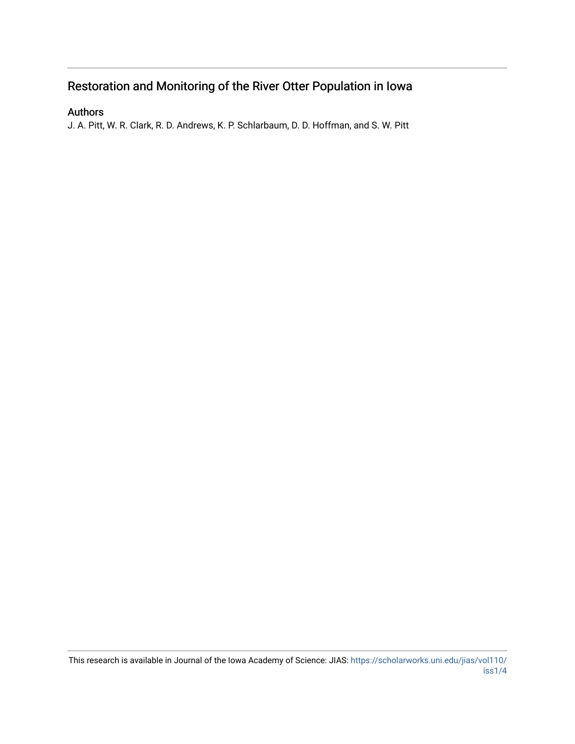## Restoration and Monitoring of the River Otter Population in Iowa

### Authors

J. A. Pitt, W. R. Clark, R. D. Andrews, K. P. Schlarbaum, D. D. Hoffman, and S. W. Pitt

This research is available in Journal of the Iowa Academy of Science: JIAS: https://scholarworks.uni.edu/jias/vol110/iss1/4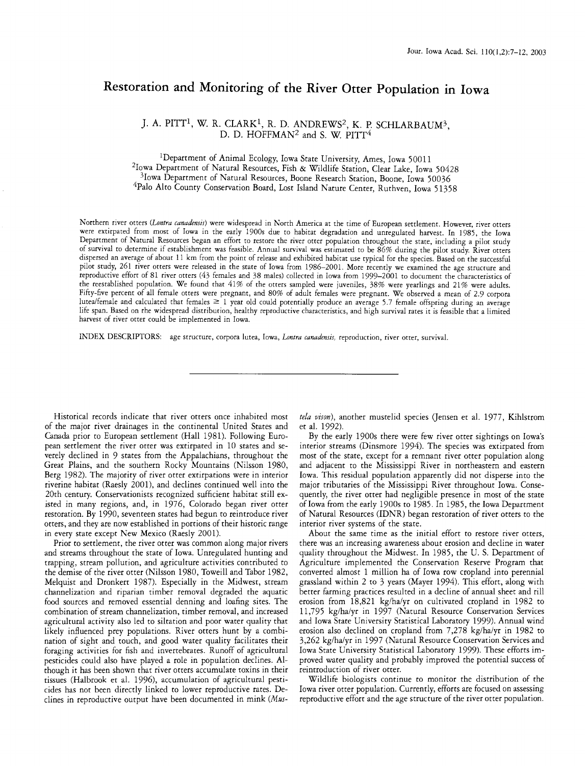# Restoration and Monitoring of the River Otter Population in Iowa

J. A. PITT[1], W. R. CLARK[1], R. D. ANDREWS[2], K. P. SCHLARBAUM[3], D. D. HOFFMAN[2] and S. W. PITT[4]

[1]Department of Animal Ecology, Iowa State University, Ames, Iowa 50011
[2]Iowa Department of Natural Resources, Fish & Wildlife Station, Clear Lake, Iowa 50428
[3]Iowa Department of Natural Resources, Boone Research Station, Boone, Iowa 50036
[4]Palo Alto County Conservation Board, Lost Island Nature Center, Ruthven, Iowa 51358

Northern river otters (*Lontra canadensis*) were widespread in North America at the time of European settlement. However, river otters were extirpated from most of Iowa in the early 1900s due to habitat degradation and unregulated harvest. In 1985, the Iowa Department of Natural Resources began an effort to restore the river otter population throughout the state, including a pilot study of survival to determine if establishment was feasible. Annual survival was estimated to be 86% during the pilot study. River otters dispersed an average of about 11 km from the point of release and exhibited habitat use typical for the species. Based on the successful pilot study, 261 river otters were released in the state of Iowa from 1986–2001. More recently we examined the age structure and reproductive effort of 81 river otters (43 females and 38 males) collected in Iowa from 1999–2001 to document the characteristics of the reestablished population. We found that 41% of the otters sampled were juveniles, 38% were yearlings and 21% were adults. Fifty-five percent of all female otters were pregnant, and 80% of adult females were pregnant. We observed a mean of 2.9 corpora lutea/female and calculated that females ≥ 1 year old could potentially produce an average 5.7 female offspring during an average life span. Based on the widespread distribution, healthy reproductive characteristics, and high survival rates it is feasible that a limited harvest of river otter could be implemented in Iowa.

INDEX DESCRIPTORS: age structure, corpora lutea, Iowa, *Lontra canadensis*, reproduction, river otter, survival.

---

Historical records indicate that river otters once inhabited most of the major river drainages in the continental United States and Canada prior to European settlement (Hall 1981). Following European settlement the river otter was extirpated in 10 states and severely declined in 9 states from the Appalachians, throughout the Great Plains, and the southern Rocky Mountains (Nilsson 1980, Berg 1982). The majority of river otter extirpations were in interior riverine habitat (Raesly 2001), and declines continued well into the 20th century. Conservationists recognized sufficient habitat still existed in many regions, and, in 1976, Colorado began river otter restoration. By 1990, seventeen states had begun to reintroduce river otters, and they are now established in portions of their historic range in every state except New Mexico (Raesly 2001).

Prior to settlement, the river otter was common along major rivers and streams throughout the state of Iowa. Unregulated hunting and trapping, stream pollution, and agriculture activities contributed to the demise of the river otter (Nilsson 1980, Toweill and Tabor 1982, Melquist and Dronkert 1987). Especially in the Midwest, stream channelization and riparian timber removal degraded the aquatic food sources and removed essential denning and loafing sites. The combination of stream channelization, timber removal, and increased agricultural activity also led to siltation and poor water quality that likely influenced prey populations. River otters hunt by a combination of sight and touch, and good water quality facilitates their foraging activities for fish and invertebrates. Runoff of agricultural pesticides could also have played a role in population declines. Although it has been shown that river otters accumulate toxins in their tissues (Halbrook et al. 1996), accumulation of agricultural pesticides has not been directly linked to lower reproductive rates. Declines in reproductive output have been documented in mink (*Mustela vison*), another mustelid species (Jensen et al. 1977, Kihlstrom et al. 1992).

By the early 1900s there were few river otter sightings on Iowa's interior streams (Dinsmore 1994). The species was extirpated from most of the state, except for a remnant river otter population along and adjacent to the Mississippi River in northeastern and eastern Iowa. This residual population apparently did not disperse into the major tributaries of the Mississippi River throughout Iowa. Consequently, the river otter had negligible presence in most of the state of Iowa from the early 1900s to 1985. In 1985, the Iowa Department of Natural Resources (IDNR) began restoration of river otters to the interior river systems of the state.

About the same time as the initial effort to restore river otters, there was an increasing awareness about erosion and decline in water quality throughout the Midwest. In 1985, the U. S. Department of Agriculture implemented the Conservation Reserve Program that converted almost 1 million ha of Iowa row cropland into perennial grassland within 2 to 3 years (Mayer 1994). This effort, along with better farming practices resulted in a decline of annual sheet and rill erosion from 18,821 kg/ha/yr on cultivated cropland in 1982 to 11,795 kg/ha/yr in 1997 (Natural Resource Conservation Services and Iowa State University Statistical Laboratory 1999). Annual wind erosion also declined on cropland from 7,278 kg/ha/yr in 1982 to 3,262 kg/ha/yr in 1997 (Natural Resource Conservation Services and Iowa State University Statistical Laboratory 1999). These efforts improved water quality and probably improved the potential success of reintroduction of river otter.

Wildlife biologists continue to monitor the distribution of the Iowa river otter population. Currently, efforts are focused on assessing reproductive effort and the age structure of the river otter population.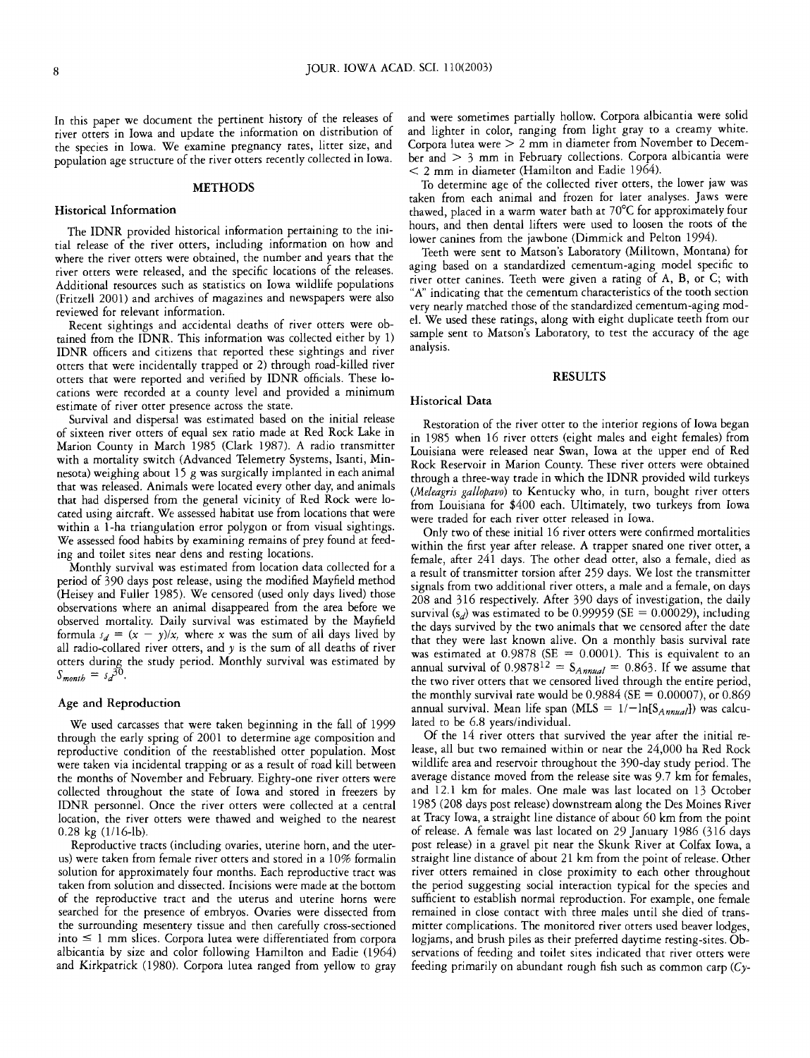In this paper we document the pertinent history of the releases of river otters in Iowa and update the information on distribution of the species in Iowa. We examine pregnancy rates, litter size, and population age structure of the river otters recently collected in Iowa.

## METHODS

### Historical Information

The IDNR provided historical information pertaining to the initial release of the river otters, including information on how and where the river otters were obtained, the number and years that the river otters were released, and the specific locations of the releases. Additional resources such as statistics on Iowa wildlife populations (Fritzell 2001) and archives of magazines and newspapers were also reviewed for relevant information.

Recent sightings and accidental deaths of river otters were obtained from the IDNR. This information was collected either by 1) IDNR officers and citizens that reported these sightings and river otters that were incidentally trapped or 2) through road-killed river otters that were reported and verified by IDNR officials. These locations were recorded at a county level and provided a minimum estimate of river otter presence across the state.

Survival and dispersal was estimated based on the initial release of sixteen river otters of equal sex ratio made at Red Rock Lake in Marion County in March 1985 (Clark 1987). A radio transmitter with a mortality switch (Advanced Telemetry Systems, Isanti, Minnesota) weighing about 15 g was surgically implanted in each animal that was released. Animals were located every other day, and animals that had dispersed from the general vicinity of Red Rock were located using aircraft. We assessed habitat use from locations that were within a 1-ha triangulation error polygon or from visual sightings. We assessed food habits by examining remains of prey found at feeding and toilet sites near dens and resting locations.

Monthly survival was estimated from location data collected for a period of 390 days post release, using the modified Mayfield method (Heisey and Fuller 1985). We censored (used only days lived) those observations where an animal disappeared from the area before we observed mortality. Daily survival was estimated by the Mayfield formula $s_d = (x - y)/x$, where $x$ was the sum of all days lived by all radio-collared river otters, and $y$ is the sum of all deaths of river otters during the study period. Monthly survival was estimated by $S_{month} = s_d^{30}$.

### Age and Reproduction

We used carcasses that were taken beginning in the fall of 1999 through the early spring of 2001 to determine age composition and reproductive condition of the reestablished otter population. Most were taken via incidental trapping or as a result of road kill between the months of November and February. Eighty-one river otters were collected throughout the state of Iowa and stored in freezers by IDNR personnel. Once the river otters were collected at a central location, the river otters were thawed and weighed to the nearest 0.28 kg (1/16-lb).

Reproductive tracts (including ovaries, uterine horn, and the uterus) were taken from female river otters and stored in a 10% formalin solution for approximately four months. Each reproductive tract was taken from solution and dissected. Incisions were made at the bottom of the reproductive tract and the uterus and uterine horns were searched for the presence of embryos. Ovaries were dissected from the surrounding mesentery tissue and then carefully cross-sectioned into $\leq$ 1 mm slices. Corpora lutea were differentiated from corpora albicantia by size and color following Hamilton and Eadie (1964) and Kirkpatrick (1980). Corpora lutea ranged from yellow to gray and were sometimes partially hollow. Corpora albicantia were solid and lighter in color, ranging from light gray to a creamy white. Corpora lutea were > 2 mm in diameter from November to December and > 3 mm in February collections. Corpora albicantia were < 2 mm in diameter (Hamilton and Eadie 1964).

To determine age of the collected river otters, the lower jaw was taken from each animal and frozen for later analyses. Jaws were thawed, placed in a warm water bath at 70°C for approximately four hours, and then dental lifters were used to loosen the roots of the lower canines from the jawbone (Dimmick and Pelton 1994).

Teeth were sent to Matson's Laboratory (Milltown, Montana) for aging based on a standardized cementum-aging model specific to river otter canines. Teeth were given a rating of A, B, or C; with "A" indicating that the cementum characteristics of the tooth section very nearly matched those of the standardized cementum-aging model. We used these ratings, along with eight duplicate teeth from our sample sent to Matson's Laboratory, to test the accuracy of the age analysis.

## RESULTS

### Historical Data

Restoration of the river otter to the interior regions of Iowa began in 1985 when 16 river otters (eight males and eight females) from Louisiana were released near Swan, Iowa at the upper end of Red Rock Reservoir in Marion County. These river otters were obtained through a three-way trade in which the IDNR provided wild turkeys (*Meleagris gallopavo*) to Kentucky who, in turn, bought river otters from Louisiana for $400 each. Ultimately, two turkeys from Iowa were traded for each river otter released in Iowa.

Only two of these initial 16 river otters were confirmed mortalities within the first year after release. A trapper snared one river otter, a female, after 241 days. The other dead otter, also a female, died as a result of transmitter torsion after 259 days. We lost the transmitter signals from two additional river otters, a male and a female, on days 208 and 316 respectively. After 390 days of investigation, the daily survival ($s_d$) was estimated to be 0.99959 (SE = 0.00029), including the days survived by the two animals that we censored after the date that they were last known alive. On a monthly basis survival rate was estimated at 0.9878 (SE = 0.0001). This is equivalent to an annual survival of $0.9878^{12} = S_{Annual} = 0.863$. If we assume that the two river otters that we censored lived through the entire period, the monthly survival rate would be 0.9884 (SE = 0.00007), or 0.869 annual survival. Mean life span (MLS $= 1/-\ln[S_{Annual}]$) was calculated to be 6.8 years/individual.

Of the 14 river otters that survived the year after the initial release, all but two remained within or near the 24,000 ha Red Rock wildlife area and reservoir throughout the 390-day study period. The average distance moved from the release site was 9.7 km for females, and 12.1 km for males. One male was last located on 13 October 1985 (208 days post release) downstream along the Des Moines River at Tracy Iowa, a straight line distance of about 60 km from the point of release. A female was last located on 29 January 1986 (316 days post release) in a gravel pit near the Skunk River at Colfax Iowa, a straight line distance of about 21 km from the point of release. Other river otters remained in close proximity to each other throughout the period suggesting social interaction typical for the species and sufficient to establish normal reproduction. For example, one female remained in close contact with three males until she died of transmitter complications. The monitored river otters used beaver lodges, logjams, and brush piles as their preferred daytime resting-sites. Observations of feeding and toilet sites indicated that river otters were feeding primarily on abundant rough fish such as common carp (*Cy-*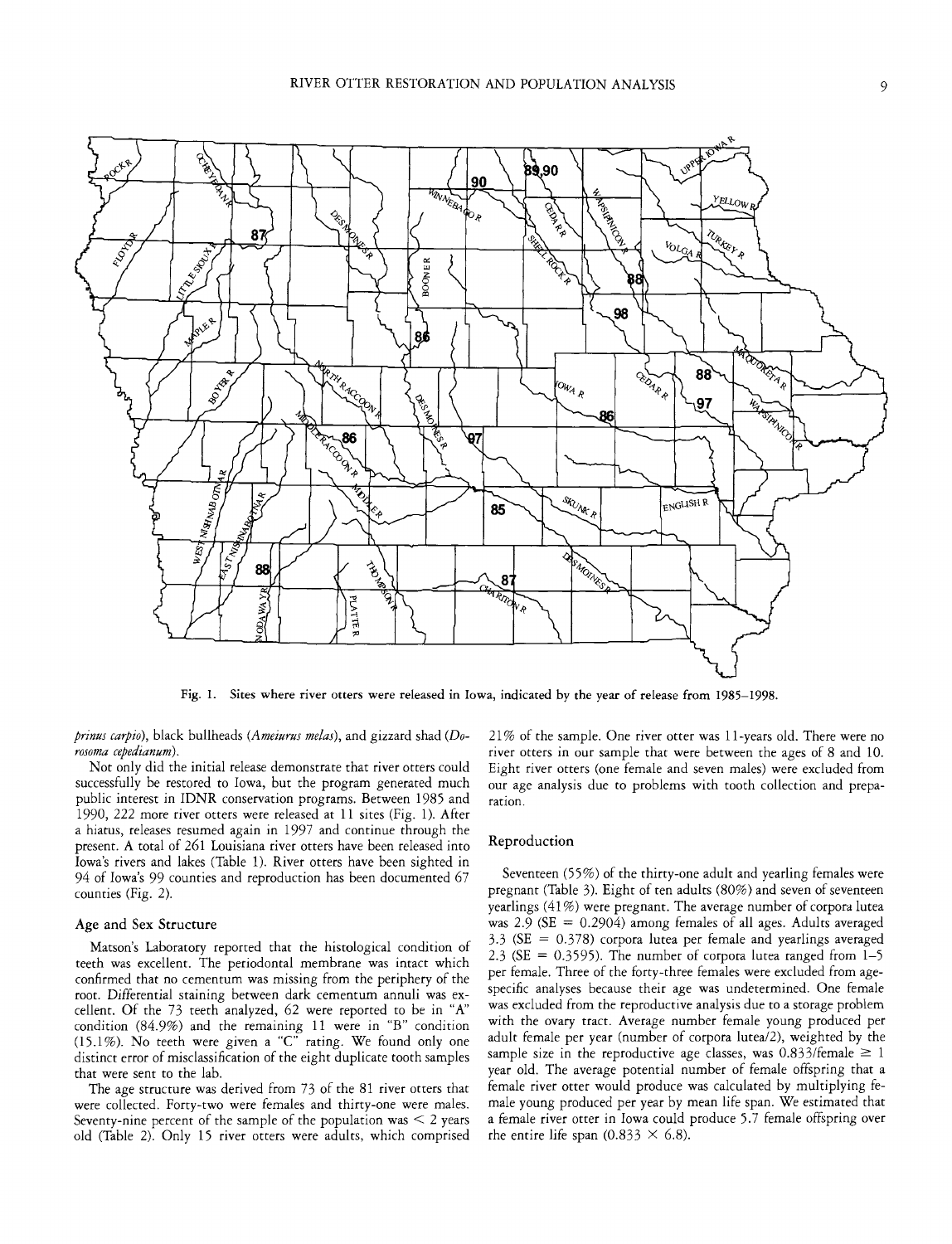Fig. 1. Sites where river otters were released in Iowa, indicated by the year of release from 1985–1998.

*prinus carpio*), black bullheads (*Ameiurus melas*), and gizzard shad (*Dorosoma cepedianum*).

Not only did the initial release demonstrate that river otters could successfully be restored to Iowa, but the program generated much public interest in IDNR conservation programs. Between 1985 and 1990, 222 more river otters were released at 11 sites (Fig. 1). After a hiatus, releases resumed again in 1997 and continue through the present. A total of 261 Louisiana river otters have been released into Iowa's rivers and lakes (Table 1). River otters have been sighted in 94 of Iowa's 99 counties and reproduction has been documented 67 counties (Fig. 2).

## Age and Sex Structure

Matson's Laboratory reported that the histological condition of teeth was excellent. The periodontal membrane was intact which confirmed that no cementum was missing from the periphery of the root. Differential staining between dark cementum annuli was excellent. Of the 73 teeth analyzed, 62 were reported to be in "A" condition (84.9%) and the remaining 11 were in "B" condition (15.1%). No teeth were given a "C" rating. We found only one distinct error of misclassification of the eight duplicate tooth samples that were sent to the lab.

The age structure was derived from 73 of the 81 river otters that were collected. Forty-two were females and thirty-one were males. Seventy-nine percent of the sample of the population was $<$ 2 years old (Table 2). Only 15 river otters were adults, which comprised 21% of the sample. One river otter was 11-years old. There were no river otters in our sample that were between the ages of 8 and 10. Eight river otters (one female and seven males) were excluded from our age analysis due to problems with tooth collection and preparation.

## Reproduction

Seventeen (55%) of the thirty-one adult and yearling females were pregnant (Table 3). Eight of ten adults (80%) and seven of seventeen yearlings (41%) were pregnant. The average number of corpora lutea was 2.9 (SE = 0.2904) among females of all ages. Adults averaged 3.3 (SE = 0.378) corpora lutea per female and yearlings averaged 2.3 (SE = 0.3595). The number of corpora lutea ranged from 1–5 per female. Three of the forty-three females were excluded from age-specific analyses because their age was undetermined. One female was excluded from the reproductive analysis due to a storage problem with the ovary tract. Average number female young produced per adult female per year (number of corpora lutea/2), weighted by the sample size in the reproductive age classes, was 0.833/female $\geq$ 1 year old. The average potential number of female offspring that a female river otter would produce was calculated by multiplying female young produced per year by mean life span. We estimated that a female river otter in Iowa could produce 5.7 female offspring over the entire life span ($0.833 \times 6.8$).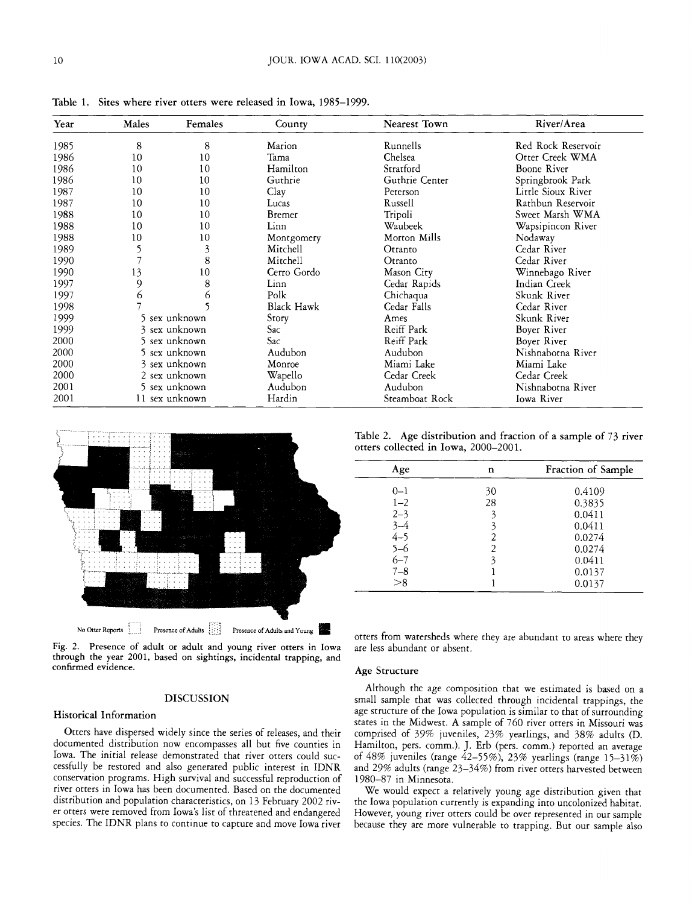Table 1. Sites where river otters were released in Iowa, 1985–1999.

| Year | Males | Females | County | Nearest Town | River/Area |
|---|---|---|---|---|---|
| 1985 | 8 | 8 | Marion | Runnells | Red Rock Reservoir |
| 1986 | 10 | 10 | Tama | Chelsea | Otter Creek WMA |
| 1986 | 10 | 10 | Hamilton | Stratford | Boone River |
| 1986 | 10 | 10 | Guthrie | Guthrie Center | Springbrook Park |
| 1987 | 10 | 10 | Clay | Peterson | Little Sioux River |
| 1987 | 10 | 10 | Lucas | Russell | Rathbun Reservoir |
| 1988 | 10 | 10 | Bremer | Tripoli | Sweet Marsh WMA |
| 1988 | 10 | 10 | Linn | Waubeek | Wapsipincon River |
| 1988 | 10 | 10 | Montgomery | Morton Mills | Nodaway |
| 1989 | 5 | 3 | Mitchell | Otranto | Cedar River |
| 1990 | 7 | 8 | Mitchell | Otranto | Cedar River |
| 1990 | 13 | 10 | Cerro Gordo | Mason City | Winnebago River |
| 1997 | 9 | 8 | Linn | Cedar Rapids | Indian Creek |
| 1997 | 6 | 6 | Polk | Chichaqua | Skunk River |
| 1998 | 7 | 5 | Black Hawk | Cedar Falls | Cedar River |
| 1999 | 5 sex unknown | | Story | Ames | Skunk River |
| 1999 | 3 sex unknown | | Sac | Reiff Park | Boyer River |
| 2000 | 5 sex unknown | | Sac | Reiff Park | Boyer River |
| 2000 | 5 sex unknown | | Audubon | Audubon | Nishnabotna River |
| 2000 | 3 sex unknown | | Monroe | Miami Lake | Miami Lake |
| 2000 | 2 sex unknown | | Wapello | Cedar Creek | Cedar Creek |
| 2001 | 5 sex unknown | | Audubon | Audubon | Nishnabotna River |
| 2001 | 11 sex unknown | | Hardin | Steamboat Rock | Iowa River |

No Otter Reports — Presence of Adults — Presence of Adults and Young

Fig. 2. Presence of adult or adult and young river otters in Iowa through the year 2001, based on sightings, incidental trapping, and confirmed evidence.

## DISCUSSION

### Historical Information

Otters have dispersed widely since the series of releases, and their documented distribution now encompasses all but five counties in Iowa. The initial release demonstrated that river otters could successfully be restored and also generated public interest in IDNR conservation programs. High survival and successful reproduction of river otters in Iowa has been documented. Based on the documented distribution and population characteristics, on 13 February 2002 river otters were removed from Iowa's list of threatened and endangered species. The IDNR plans to continue to capture and move Iowa river otters from watersheds where they are abundant to areas where they are less abundant or absent.

Table 2. Age distribution and fraction of a sample of 73 river otters collected in Iowa, 2000–2001.

| Age | n | Fraction of Sample |
|---|---|---|
| 0–1 | 30 | 0.4109 |
| 1–2 | 28 | 0.3835 |
| 2–3 | 3 | 0.0411 |
| 3–4 | 3 | 0.0411 |
| 4–5 | 2 | 0.0274 |
| 5–6 | 2 | 0.0274 |
| 6–7 | 3 | 0.0411 |
| 7–8 | 1 | 0.0137 |
| >8 | 1 | 0.0137 |

### Age Structure

Although the age composition that we estimated is based on a small sample that was collected through incidental trappings, the age structure of the Iowa population is similar to that of surrounding states in the Midwest. A sample of 760 river otters in Missouri was comprised of 39% juveniles, 23% yearlings, and 38% adults (D. Hamilton, pers. comm.). J. Erb (pers. comm.) reported an average of 48% juveniles (range 42–55%), 23% yearlings (range 15–31%) and 29% adults (range 23–34%) from river otters harvested between 1980–87 in Minnesota.

We would expect a relatively young age distribution given that the Iowa population currently is expanding into uncolonized habitat. However, young river otters could be over represented in our sample because they are more vulnerable to trapping. But our sample also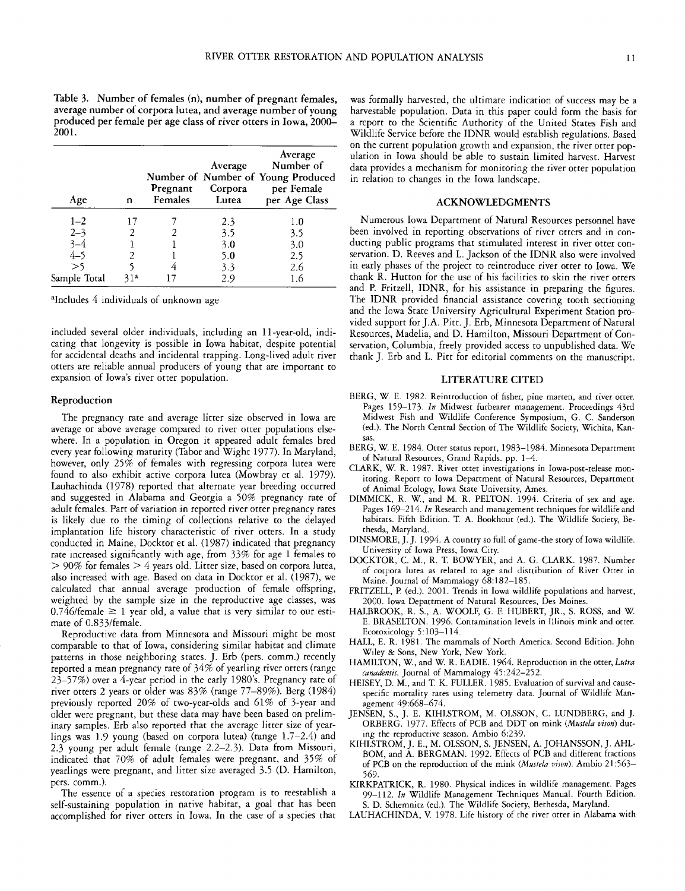Table 3. Number of females (n), number of pregnant females, average number of corpora lutea, and average number of young produced per female per age class of river otters in Iowa, 2000–2001.

| Age | n | Number of Pregnant Females | Average Number of Corpora Lutea | Average Number of Young Produced per Female per Age Class |
|---|---|---|---|---|
| 1–2 | 17 | 7 | 2.3 | 1.0 |
| 2–3 | 2 | 2 | 3.5 | 3.5 |
| 3–4 | 1 | 1 | 3.0 | 3.0 |
| 4–5 | 2 | 1 | 5.0 | 2.5 |
| >5 | 5 | 4 | 3.3 | 2.6 |
| Sample Total | 31[a] | 17 | 2.9 | 1.6 |

[a]Includes 4 individuals of unknown age

included several older individuals, including an 11-year-old, indicating that longevity is possible in Iowa habitat, despite potential for accidental deaths and incidental trapping. Long-lived adult river otters are reliable annual producers of young that are important to expansion of Iowa's river otter population.

### Reproduction

The pregnancy rate and average litter size observed in Iowa are average or above average compared to river otter populations elsewhere. In a population in Oregon it appeared adult females bred every year following maturity (Tabor and Wight 1977). In Maryland, however, only 25% of females with regressing corpora lutea were found to also exhibit active corpora lutea (Mowbray et al. 1979). Lauhachinda (1978) reported that alternate year breeding occurred and suggested in Alabama and Georgia a 50% pregnancy rate of adult females. Part of variation in reported river otter pregnancy rates is likely due to the timing of collections relative to the delayed implantation life history characteristic of river otters. In a study conducted in Maine, Docktor et al. (1987) indicated that pregnancy rate increased significantly with age, from 33% for age 1 females to > 90% for females > 4 years old. Litter size, based on corpora lutea, also increased with age. Based on data in Docktor et al. (1987), we calculated that annual average production of female offspring, weighted by the sample size in the reproductive age classes, was 0.746/female ≥ 1 year old, a value that is very similar to our estimate of 0.833/female.

Reproductive data from Minnesota and Missouri might be most comparable to that of Iowa, considering similar habitat and climate patterns in those neighboring states. J. Erb (pers. comm.) recently reported a mean pregnancy rate of 34% of yearling river otters (range 23–57%) over a 4-year period in the early 1980's. Pregnancy rate of river otters 2 years or older was 83% (range 77–89%). Berg (1984) previously reported 20% of two-year-olds and 61% of 3-year and older were pregnant, but these data may have been based on preliminary samples. Erb also reported that the average litter size of yearlings was 1.9 young (based on corpora lutea) (range 1.7–2.4) and 2.3 young per adult female (range 2.2–2.3). Data from Missouri, indicated that 70% of adult females were pregnant, and 35% of yearlings were pregnant, and litter size averaged 3.5 (D. Hamilton, pers. comm.).

The essence of a species restoration program is to reestablish a self-sustaining population in native habitat, a goal that has been accomplished for river otters in Iowa. In the case of a species that was formally harvested, the ultimate indication of success may be a harvestable population. Data in this paper could form the basis for a report to the Scientific Authority of the United States Fish and Wildlife Service before the IDNR would establish regulations. Based on the current population growth and expansion, the river otter population in Iowa should be able to sustain limited harvest. Harvest data provides a mechanism for monitoring the river otter population in relation to changes in the Iowa landscape.

## ACKNOWLEDGMENTS

Numerous Iowa Department of Natural Resources personnel have been involved in reporting observations of river otters and in conducting public programs that stimulated interest in river otter conservation. D. Reeves and L. Jackson of the IDNR also were involved in early phases of the project to reintroduce river otter to Iowa. We thank R. Hutton for the use of his facilities to skin the river otters and P. Fritzell, IDNR, for his assistance in preparing the figures. The IDNR provided financial assistance covering tooth sectioning and the Iowa State University Agricultural Experiment Station provided support for J.A. Pitt. J. Erb, Minnesota Department of Natural Resources, Madelia, and D. Hamilton, Missouri Department of Conservation, Columbia, freely provided access to unpublished data. We thank J. Erb and L. Pitt for editorial comments on the manuscript.

## LITERATURE CITED

BERG, W. E. 1982. Reintroduction of fisher, pine marten, and river otter. Pages 159–173. *In* Midwest furbearer management. Proceedings 43rd Midwest Fish and Wildlife Conference Symposium, G. C. Sanderson (ed.). The North Central Section of The Wildlife Society, Wichita, Kansas.

BERG, W. E. 1984. Otter status report, 1983–1984. Minnesota Department of Natural Resources, Grand Rapids. pp. 1–4.

CLARK, W. R. 1987. River otter investigations in Iowa-post-release monitoring. Report to Iowa Department of Natural Resources, Department of Animal Ecology, Iowa State University, Ames.

DIMMICK, R. W., and M. R. PELTON. 1994. Criteria of sex and age. Pages 169–214. *In* Research and management techniques for wildlife and habitats. Fifth Edition. T. A. Bookhout (ed.). The Wildlife Society, Bethesda, Maryland.

DINSMORE, J. J. 1994. A country so full of game-the story of Iowa wildlife. University of Iowa Press, Iowa City.

DOCKTOR, C. M., R. T. BOWYER, and A. G. CLARK. 1987. Number of corpora lutea as related to age and distribution of River Otter in Maine. Journal of Mammalogy 68:182–185.

FRITZELL, P. (ed.). 2001. Trends in Iowa wildlife populations and harvest, 2000. Iowa Department of Natural Resources, Des Moines.

HALBROOK, R. S., A. WOOLF, G. F. HUBERT, JR., S. ROSS, and W. E. BRASELTON. 1996. Contamination levels in Illinois mink and otter. Ecotoxicology 5:103–114.

HALL, E. R. 1981. The mammals of North America. Second Edition. John Wiley & Sons, New York, New York.

HAMILTON, W., and W. R. EADIE. 1964. Reproduction in the otter, *Lutra canadensis*. Journal of Mammalogy 45:242–252.

HEISEY, D. M., and T. K. FULLER. 1985. Evaluation of survival and cause-specific mortality rates using telemetry data. Journal of Wildlife Management 49:668–674.

JENSEN, S., J. E. KIHLSTROM, M. OLSSON, C. LUNDBERG, and J. ORBERG. 1977. Effects of PCB and DDT on mink (*Mustela vison*) during the reproductive season. Ambio 6:239.

KIHLSTROM, J. E., M. OLSSON, S. JENSEN, A. JOHANSSON, J. AHLBOM, and A. BERGMAN. 1992. Effects of PCB and different fractions of PCB on the reproduction of the mink (*Mustela vison*). Ambio 21:563–569.

KIRKPATRICK, R. 1980. Physical indices in wildlife management. Pages 99–112. *In* Wildlife Management Techniques Manual. Fourth Edition. S. D. Schemnitz (ed.). The Wildlife Society, Bethesda, Maryland.

LAUHACHINDA, V. 1978. Life history of the river otter in Alabama with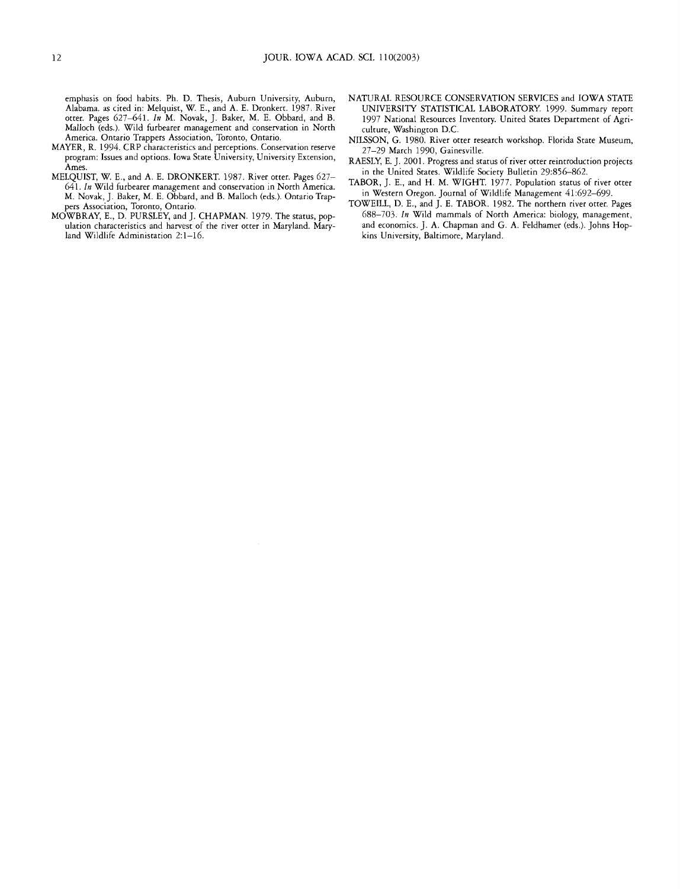emphasis on food habits. Ph. D. Thesis, Auburn University, Auburn, Alabama. as cited in: Melquist, W. E., and A. E. Dronkert. 1987. River otter. Pages 627–641. *In* M. Novak, J. Baker, M. E. Obbard, and B. Malloch (eds.). Wild furbearer management and conservation in North America. Ontario Trappers Association, Toronto, Ontario.

MAYER, R. 1994. CRP characteristics and perceptions. Conservation reserve program: Issues and options. Iowa State University, University Extension, Ames.

MELQUIST, W. E., and A. E. DRONKERT. 1987. River otter. Pages 627–641. *In* Wild furbearer management and conservation in North America. M. Novak, J. Baker, M. E. Obbard, and B. Malloch (eds.). Ontario Trappers Association, Toronto, Ontario.

MOWBRAY, E., D. PURSLEY, and J. CHAPMAN. 1979. The status, population characteristics and harvest of the river otter in Maryland. Maryland Wildlife Administration 2:1–16.

NATURAL RESOURCE CONSERVATION SERVICES and IOWA STATE UNIVERSITY STATISTICAL LABORATORY. 1999. Summary report 1997 National Resources Inventory. United States Department of Agriculture, Washington D.C.

NILSSON, G. 1980. River otter research workshop. Florida State Museum, 27–29 March 1990, Gainesville.

RAESLY, E. J. 2001. Progress and status of river otter reintroduction projects in the United States. Wildlife Society Bulletin 29:856–862.

TABOR, J. E., and H. M. WIGHT. 1977. Population status of river otter in Western Oregon. Journal of Wildlife Management 41:692–699.

TOWEILL, D. E., and J. E. TABOR. 1982. The northern river otter. Pages 688–703. *In* Wild mammals of North America: biology, management, and economics. J. A. Chapman and G. A. Feldhamer (eds.). Johns Hopkins University, Baltimore, Maryland.